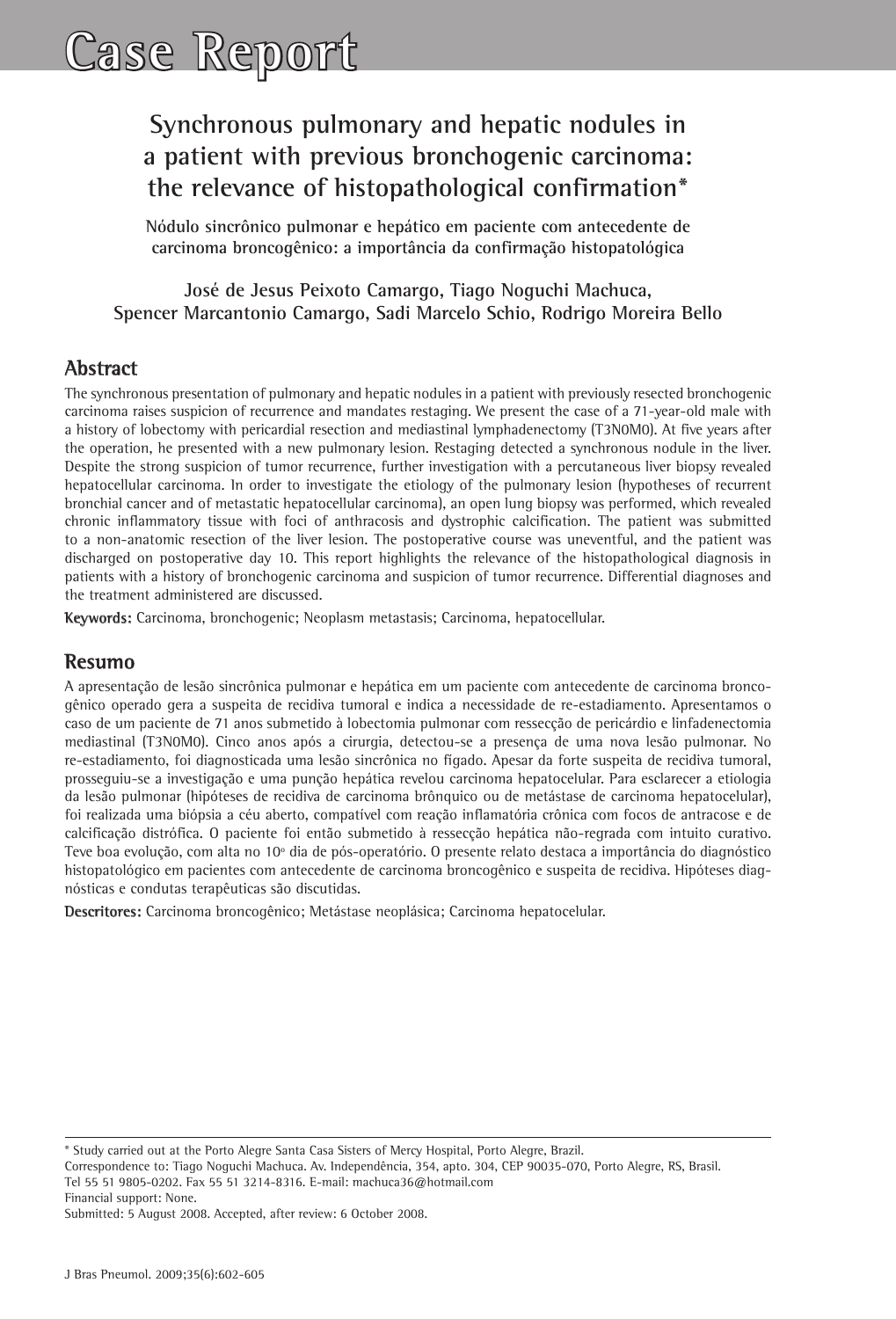# Case Report

## Synchronous pulmonary and hepatic nodules in a patient with previous bronchogenic carcinoma: the relevance of histopathological confirmation*

**Nódulo sincrônico pulmonar e hepático em paciente com antecedente de carcinoma broncogênico: a importância da confirmação histopatológica**

**José de Jesus Peixoto Camargo, Tiago Noguchi Machuca, Spencer Marcantonio Camargo, Sadi Marcelo Schio, Rodrigo Moreira Bello**

## Abstract

The synchronous presentation of pulmonary and hepatic nodules in a patient with previously resected bronchogenic carcinoma raises suspicion of recurrence and mandates restaging. We present the case of a 71-year-old male with a history of lobectomy with pericardial resection and mediastinal lymphadenectomy (T3N0M0). At five years after the operation, he presented with a new pulmonary lesion. Restaging detected a synchronous nodule in the liver. Despite the strong suspicion of tumor recurrence, further investigation with a percutaneous liver biopsy revealed hepatocellular carcinoma. In order to investigate the etiology of the pulmonary lesion (hypotheses of recurrent bronchial cancer and of metastatic hepatocellular carcinoma), an open lung biopsy was performed, which revealed chronic inflammatory tissue with foci of anthracosis and dystrophic calcification. The patient was submitted to a non-anatomic resection of the liver lesion. The postoperative course was uneventful, and the patient was discharged on postoperative day 10. This report highlights the relevance of the histopathological diagnosis in patients with a history of bronchogenic carcinoma and suspicion of tumor recurrence. Differential diagnoses and the treatment administered are discussed.

**Keywords:** Carcinoma, bronchogenic; Neoplasm metastasis; Carcinoma, hepatocellular.

## Resumo

A apresentação de lesão sincrônica pulmonar e hepática em um paciente com antecedente de carcinoma broncogênico operado gera a suspeita de recidiva tumoral e indica a necessidade de re-estadiamento. Apresentamos o caso de um paciente de 71 anos submetido à lobectomia pulmonar com ressecção de pericárdio e linfadenectomia mediastinal (T3N0M0). Cinco anos após a cirurgia, detectou-se a presença de uma nova lesão pulmonar. No re-estadiamento, foi diagnosticada uma lesão sincrônica no fígado. Apesar da forte suspeita de recidiva tumoral, prosseguiu-se a investigação e uma punção hepática revelou carcinoma hepatocelular. Para esclarecer a etiologia da lesão pulmonar (hipóteses de recidiva de carcinoma brônquico ou de metástase de carcinoma hepatocelular), foi realizada uma biópsia a céu aberto, compatível com reação inflamatória crônica com focos de antracose e de calcificação distrófica. O paciente foi então submetido à ressecção hepática não-regrada com intuito curativo. Teve boa evolução, com alta no 10º dia de pós-operatório. O presente relato destaca a importância do diagnóstico histopatológico em pacientes com antecedente de carcinoma broncogênico e suspeita de recidiva. Hipóteses diagnósticas e condutas terapêuticas são discutidas.

**Descritores:** Carcinoma broncogênico; Metástase neoplásica; Carcinoma hepatocelular.

---

* Study carried out at the Porto Alegre Santa Casa Sisters of Mercy Hospital, Porto Alegre, Brazil.
Correspondence to: Tiago Noguchi Machuca. Av. Independência, 354, apto. 304, CEP 90035-070, Porto Alegre, RS, Brasil.
Tel 55 51 9805-0202. Fax 55 51 3214-8316. E-mail: machuca36@hotmail.com
Financial support: None.
Submitted: 5 August 2008. Accepted, after review: 6 October 2008.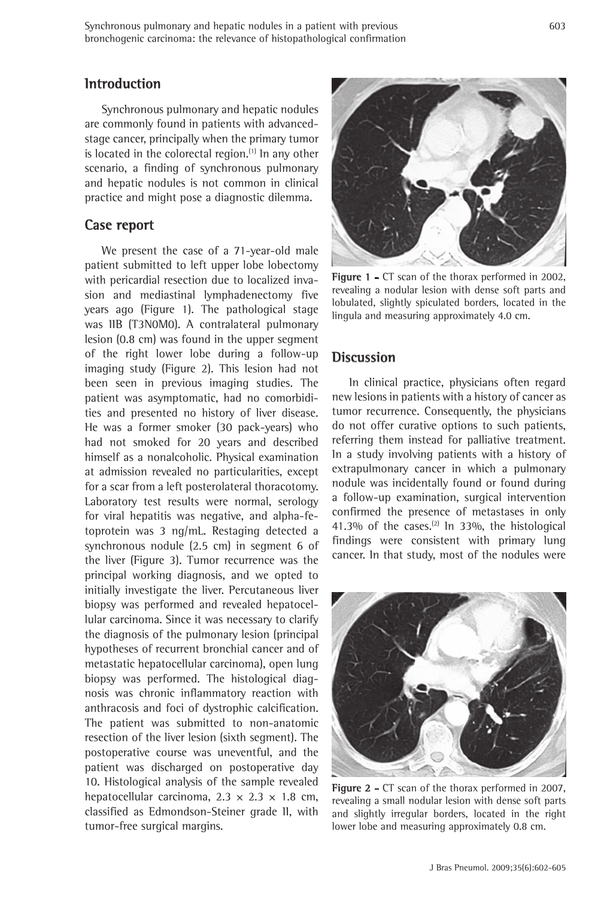## Introduction

Synchronous pulmonary and hepatic nodules are commonly found in patients with advanced-stage cancer, principally when the primary tumor is located in the colorectal region.[1] In any other scenario, a finding of synchronous pulmonary and hepatic nodules is not common in clinical practice and might pose a diagnostic dilemma.

## Case report

We present the case of a 71-year-old male patient submitted to left upper lobe lobectomy with pericardial resection due to localized invasion and mediastinal lymphadenectomy five years ago (Figure 1). The pathological stage was IIB (T3N0M0). A contralateral pulmonary lesion (0.8 cm) was found in the upper segment of the right lower lobe during a follow-up imaging study (Figure 2). This lesion had not been seen in previous imaging studies. The patient was asymptomatic, had no comorbidities and presented no history of liver disease. He was a former smoker (30 pack-years) who had not smoked for 20 years and described himself as a nonalcoholic. Physical examination at admission revealed no particularities, except for a scar from a left posterolateral thoracotomy. Laboratory test results were normal, serology for viral hepatitis was negative, and alpha-fetoprotein was 3 ng/mL. Restaging detected a synchronous nodule (2.5 cm) in segment 6 of the liver (Figure 3). Tumor recurrence was the principal working diagnosis, and we opted to initially investigate the liver. Percutaneous liver biopsy was performed and revealed hepatocellular carcinoma. Since it was necessary to clarify the diagnosis of the pulmonary lesion (principal hypotheses of recurrent bronchial cancer and of metastatic hepatocellular carcinoma), open lung biopsy was performed. The histological diagnosis was chronic inflammatory reaction with anthracosis and foci of dystrophic calcification. The patient was submitted to non-anatomic resection of the liver lesion (sixth segment). The postoperative course was uneventful, and the patient was discharged on postoperative day 10. Histological analysis of the sample revealed hepatocellular carcinoma, 2.3 × 2.3 × 1.8 cm, classified as Edmondson-Steiner grade II, with tumor-free surgical margins.

**Figure 1 -** CT scan of the thorax performed in 2002, revealing a nodular lesion with dense soft parts and lobulated, slightly spiculated borders, located in the lingula and measuring approximately 4.0 cm.

## Discussion

In clinical practice, physicians often regard new lesions in patients with a history of cancer as tumor recurrence. Consequently, the physicians do not offer curative options to such patients, referring them instead for palliative treatment. In a study involving patients with a history of extrapulmonary cancer in which a pulmonary nodule was incidentally found or found during a follow-up examination, surgical intervention confirmed the presence of metastases in only 41.3% of the cases.[2] In 33%, the histological findings were consistent with primary lung cancer. In that study, most of the nodules were

**Figure 2 -** CT scan of the thorax performed in 2007, revealing a small nodular lesion with dense soft parts and slightly irregular borders, located in the right lower lobe and measuring approximately 0.8 cm.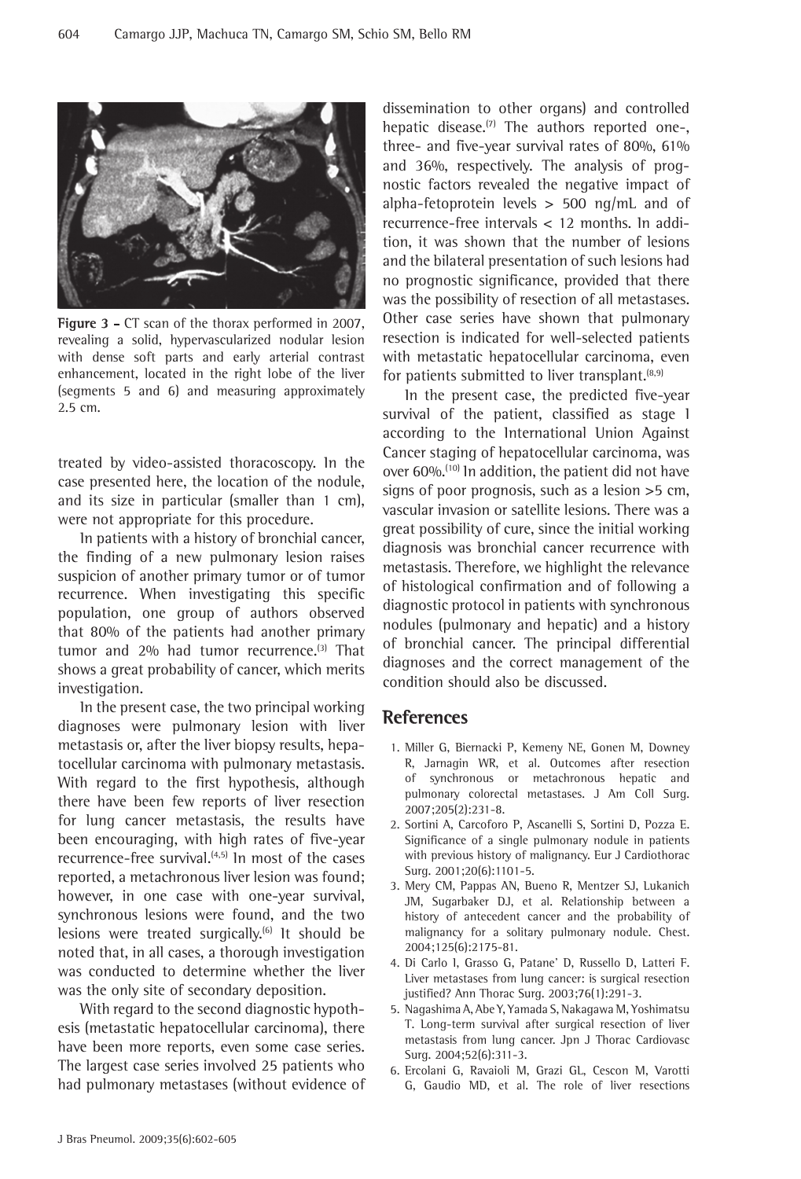**Figure 3 –** CT scan of the thorax performed in 2007, revealing a solid, hypervascularized nodular lesion with dense soft parts and early arterial contrast enhancement, located in the right lobe of the liver (segments 5 and 6) and measuring approximately 2.5 cm.

treated by video-assisted thoracoscopy. In the case presented here, the location of the nodule, and its size in particular (smaller than 1 cm), were not appropriate for this procedure.

In patients with a history of bronchial cancer, the finding of a new pulmonary lesion raises suspicion of another primary tumor or of tumor recurrence. When investigating this specific population, one group of authors observed that 80% of the patients had another primary tumor and 2% had tumor recurrence.[3] That shows a great probability of cancer, which merits investigation.

In the present case, the two principal working diagnoses were pulmonary lesion with liver metastasis or, after the liver biopsy results, hepatocellular carcinoma with pulmonary metastasis. With regard to the first hypothesis, although there have been few reports of liver resection for lung cancer metastasis, the results have been encouraging, with high rates of five-year recurrence-free survival.[4,5] In most of the cases reported, a metachronous liver lesion was found; however, in one case with one-year survival, synchronous lesions were found, and the two lesions were treated surgically.[6] It should be noted that, in all cases, a thorough investigation was conducted to determine whether the liver was the only site of secondary deposition.

With regard to the second diagnostic hypothesis (metastatic hepatocellular carcinoma), there have been more reports, even some case series. The largest case series involved 25 patients who had pulmonary metastases (without evidence of dissemination to other organs) and controlled hepatic disease.[7] The authors reported one-, three- and five-year survival rates of 80%, 61% and 36%, respectively. The analysis of prognostic factors revealed the negative impact of alpha-fetoprotein levels > 500 ng/mL and of recurrence-free intervals < 12 months. In addition, it was shown that the number of lesions and the bilateral presentation of such lesions had no prognostic significance, provided that there was the possibility of resection of all metastases. Other case series have shown that pulmonary resection is indicated for well-selected patients with metastatic hepatocellular carcinoma, even for patients submitted to liver transplant.[8,9]

In the present case, the predicted five-year survival of the patient, classified as stage I according to the International Union Against Cancer staging of hepatocellular carcinoma, was over 60%.[10] In addition, the patient did not have signs of poor prognosis, such as a lesion >5 cm, vascular invasion or satellite lesions. There was a great possibility of cure, since the initial working diagnosis was bronchial cancer recurrence with metastasis. Therefore, we highlight the relevance of histological confirmation and of following a diagnostic protocol in patients with synchronous nodules (pulmonary and hepatic) and a history of bronchial cancer. The principal differential diagnoses and the correct management of the condition should also be discussed.

## References

1. Miller G, Biernacki P, Kemeny NE, Gonen M, Downey R, Jarnagin WR, et al. Outcomes after resection of synchronous or metachronous hepatic and pulmonary colorectal metastases. J Am Coll Surg. 2007;205(2):231-8.
2. Sortini A, Carcoforo P, Ascanelli S, Sortini D, Pozza E. Significance of a single pulmonary nodule in patients with previous history of malignancy. Eur J Cardiothorac Surg. 2001;20(6):1101-5.
3. Mery CM, Pappas AN, Bueno R, Mentzer SJ, Lukanich JM, Sugarbaker DJ, et al. Relationship between a history of antecedent cancer and the probability of malignancy for a solitary pulmonary nodule. Chest. 2004;125(6):2175-81.
4. Di Carlo I, Grasso G, Patane' D, Russello D, Latteri F. Liver metastases from lung cancer: is surgical resection justified? Ann Thorac Surg. 2003;76(1):291-3.
5. Nagashima A, Abe Y, Yamada S, Nakagawa M, Yoshimatsu T. Long-term survival after surgical resection of liver metastasis from lung cancer. Jpn J Thorac Cardiovasc Surg. 2004;52(6):311-3.
6. Ercolani G, Ravaioli M, Grazi GL, Cescon M, Varotti G, Gaudio MD, et al. The role of liver resections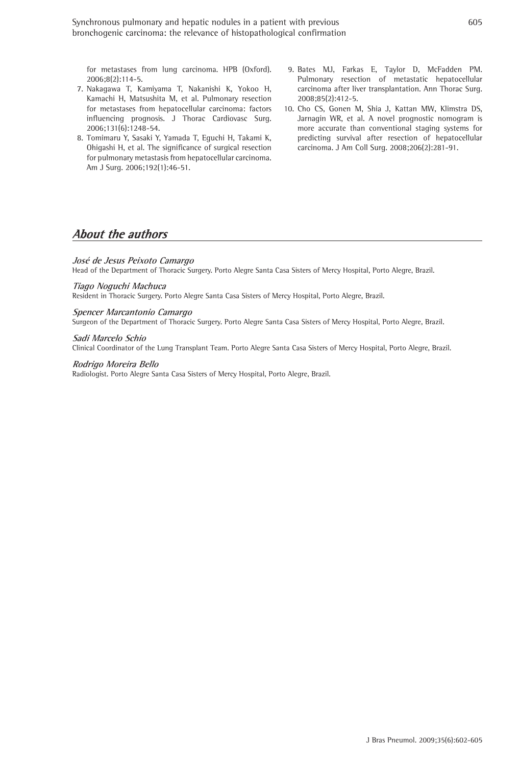for metastases from lung carcinoma. HPB (Oxford). 2006;8(2):114-5.

7. Nakagawa T, Kamiyama T, Nakanishi K, Yokoo H, Kamachi H, Matsushita M, et al. Pulmonary resection for metastases from hepatocellular carcinoma: factors influencing prognosis. J Thorac Cardiovasc Surg. 2006;131(6):1248-54.
8. Tomimaru Y, Sasaki Y, Yamada T, Eguchi H, Takami K, Ohigashi H, et al. The significance of surgical resection for pulmonary metastasis from hepatocellular carcinoma. Am J Surg. 2006;192(1):46-51.
9. Bates MJ, Farkas E, Taylor D, McFadden PM. Pulmonary resection of metastatic hepatocellular carcinoma after liver transplantation. Ann Thorac Surg. 2008;85(2):412-5.
10. Cho CS, Gonen M, Shia J, Kattan MW, Klimstra DS, Jarnagin WR, et al. A novel prognostic nomogram is more accurate than conventional staging systems for predicting survival after resection of hepatocellular carcinoma. J Am Coll Surg. 2008;206(2):281-91.

## About the authors

***José de Jesus Peixoto Camargo***
Head of the Department of Thoracic Surgery. Porto Alegre Santa Casa Sisters of Mercy Hospital, Porto Alegre, Brazil.

***Tiago Noguchi Machuca***
Resident in Thoracic Surgery. Porto Alegre Santa Casa Sisters of Mercy Hospital, Porto Alegre, Brazil.

***Spencer Marcantonio Camargo***
Surgeon of the Department of Thoracic Surgery. Porto Alegre Santa Casa Sisters of Mercy Hospital, Porto Alegre, Brazil.

***Sadi Marcelo Schio***
Clinical Coordinator of the Lung Transplant Team. Porto Alegre Santa Casa Sisters of Mercy Hospital, Porto Alegre, Brazil.

***Rodrigo Moreira Bello***
Radiologist. Porto Alegre Santa Casa Sisters of Mercy Hospital, Porto Alegre, Brazil.